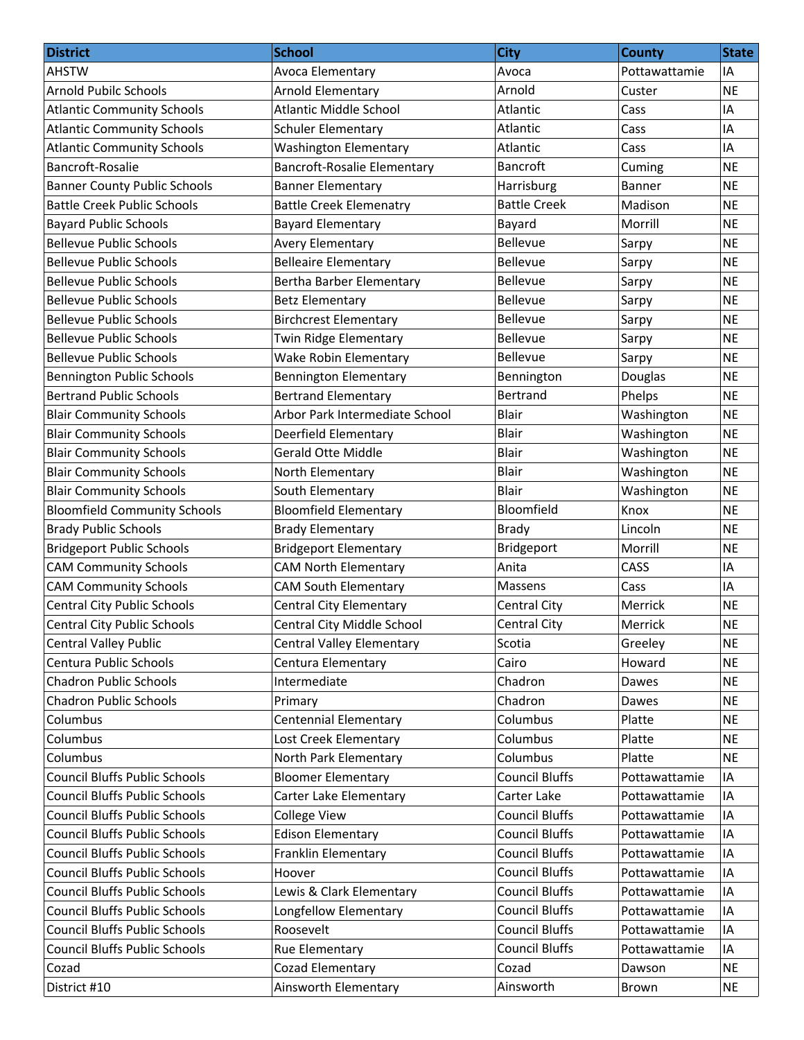| District | School | City | County | State |
|---|---|---|---|---|
| AHSTW | Avoca Elementary | Avoca | Pottawattamie | IA |
| Arnold Pubilc Schools | Arnold Elementary | Arnold | Custer | NE |
| Atlantic Community Schools | Atlantic Middle School | Atlantic | Cass | IA |
| Atlantic Community Schools | Schuler Elementary | Atlantic | Cass | IA |
| Atlantic Community Schools | Washington Elementary | Atlantic | Cass | IA |
| Bancroft-Rosalie | Bancroft-Rosalie Elementary | Bancroft | Cuming | NE |
| Banner County Public Schools | Banner Elementary | Harrisburg | Banner | NE |
| Battle Creek Public Schools | Battle Creek Elemenatry | Battle Creek | Madison | NE |
| Bayard Public Schools | Bayard Elementary | Bayard | Morrill | NE |
| Bellevue Public Schools | Avery Elementary | Bellevue | Sarpy | NE |
| Bellevue Public Schools | Belleaire Elementary | Bellevue | Sarpy | NE |
| Bellevue Public Schools | Bertha Barber Elementary | Bellevue | Sarpy | NE |
| Bellevue Public Schools | Betz Elementary | Bellevue | Sarpy | NE |
| Bellevue Public Schools | Birchcrest Elementary | Bellevue | Sarpy | NE |
| Bellevue Public Schools | Twin Ridge Elementary | Bellevue | Sarpy | NE |
| Bellevue Public Schools | Wake Robin Elementary | Bellevue | Sarpy | NE |
| Bennington Public Schools | Bennington Elementary | Bennington | Douglas | NE |
| Bertrand Public Schools | Bertrand Elementary | Bertrand | Phelps | NE |
| Blair Community Schools | Arbor Park Intermediate School | Blair | Washington | NE |
| Blair Community Schools | Deerfield Elementary | Blair | Washington | NE |
| Blair Community Schools | Gerald Otte Middle | Blair | Washington | NE |
| Blair Community Schools | North Elementary | Blair | Washington | NE |
| Blair Community Schools | South Elementary | Blair | Washington | NE |
| Bloomfield Community Schools | Bloomfield Elementary | Bloomfield | Knox | NE |
| Brady Public Schools | Brady Elementary | Brady | Lincoln | NE |
| Bridgeport Public Schools | Bridgeport Elementary | Bridgeport | Morrill | NE |
| CAM Community Schools | CAM North Elementary | Anita | CASS | IA |
| CAM Community Schools | CAM South Elementary | Massens | Cass | IA |
| Central City Public Schools | Central City Elementary | Central City | Merrick | NE |
| Central City Public Schools | Central City Middle School | Central City | Merrick | NE |
| Central Valley Public | Central Valley Elementary | Scotia | Greeley | NE |
| Centura Public Schools | Centura Elementary | Cairo | Howard | NE |
| Chadron Public Schools | Intermediate | Chadron | Dawes | NE |
| Chadron Public Schools | Primary | Chadron | Dawes | NE |
| Columbus | Centennial Elementary | Columbus | Platte | NE |
| Columbus | Lost Creek Elementary | Columbus | Platte | NE |
| Columbus | North Park Elementary | Columbus | Platte | NE |
| Council Bluffs Public Schools | Bloomer Elementary | Council Bluffs | Pottawattamie | IA |
| Council Bluffs Public Schools | Carter Lake Elementary | Carter Lake | Pottawattamie | IA |
| Council Bluffs Public Schools | College View | Council Bluffs | Pottawattamie | IA |
| Council Bluffs Public Schools | Edison Elementary | Council Bluffs | Pottawattamie | IA |
| Council Bluffs Public Schools | Franklin Elementary | Council Bluffs | Pottawattamie | IA |
| Council Bluffs Public Schools | Hoover | Council Bluffs | Pottawattamie | IA |
| Council Bluffs Public Schools | Lewis & Clark Elementary | Council Bluffs | Pottawattamie | IA |
| Council Bluffs Public Schools | Longfellow Elementary | Council Bluffs | Pottawattamie | IA |
| Council Bluffs Public Schools | Roosevelt | Council Bluffs | Pottawattamie | IA |
| Council Bluffs Public Schools | Rue Elementary | Council Bluffs | Pottawattamie | IA |
| Cozad | Cozad Elementary | Cozad | Dawson | NE |
| District #10 | Ainsworth Elementary | Ainsworth | Brown | NE |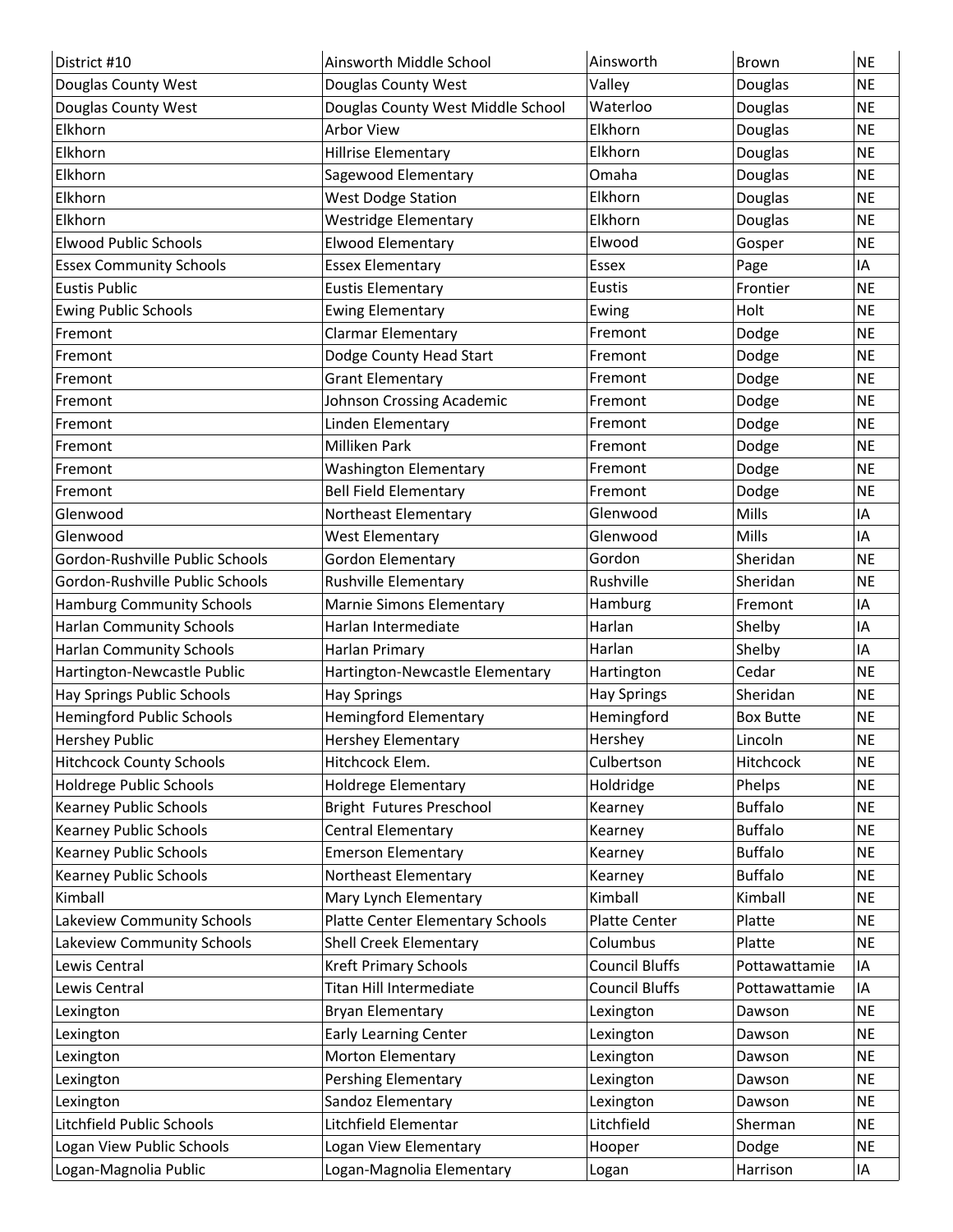| | | | | |
|---|---|---|---|---|
| District #10 | Ainsworth Middle School | Ainsworth | Brown | NE |
| Douglas County West | Douglas County West | Valley | Douglas | NE |
| Douglas County West | Douglas County West Middle School | Waterloo | Douglas | NE |
| Elkhorn | Arbor View | Elkhorn | Douglas | NE |
| Elkhorn | Hillrise Elementary | Elkhorn | Douglas | NE |
| Elkhorn | Sagewood Elementary | Omaha | Douglas | NE |
| Elkhorn | West Dodge Station | Elkhorn | Douglas | NE |
| Elkhorn | Westridge Elementary | Elkhorn | Douglas | NE |
| Elwood Public Schools | Elwood Elementary | Elwood | Gosper | NE |
| Essex Community Schools | Essex Elementary | Essex | Page | IA |
| Eustis Public | Eustis Elementary | Eustis | Frontier | NE |
| Ewing Public Schools | Ewing Elementary | Ewing | Holt | NE |
| Fremont | Clarmar Elementary | Fremont | Dodge | NE |
| Fremont | Dodge County Head Start | Fremont | Dodge | NE |
| Fremont | Grant Elementary | Fremont | Dodge | NE |
| Fremont | Johnson Crossing Academic | Fremont | Dodge | NE |
| Fremont | Linden Elementary | Fremont | Dodge | NE |
| Fremont | Milliken Park | Fremont | Dodge | NE |
| Fremont | Washington Elementary | Fremont | Dodge | NE |
| Fremont | Bell Field Elementary | Fremont | Dodge | NE |
| Glenwood | Northeast Elementary | Glenwood | Mills | IA |
| Glenwood | West Elementary | Glenwood | Mills | IA |
| Gordon-Rushville Public Schools | Gordon Elementary | Gordon | Sheridan | NE |
| Gordon-Rushville Public Schools | Rushville Elementary | Rushville | Sheridan | NE |
| Hamburg Community Schools | Marnie Simons Elementary | Hamburg | Fremont | IA |
| Harlan Community Schools | Harlan Intermediate | Harlan | Shelby | IA |
| Harlan Community Schools | Harlan Primary | Harlan | Shelby | IA |
| Hartington-Newcastle Public | Hartington-Newcastle Elementary | Hartington | Cedar | NE |
| Hay Springs Public Schools | Hay Springs | Hay Springs | Sheridan | NE |
| Hemingford Public Schools | Hemingford Elementary | Hemingford | Box Butte | NE |
| Hershey Public | Hershey Elementary | Hershey | Lincoln | NE |
| Hitchcock County Schools | Hitchcock Elem. | Culbertson | Hitchcock | NE |
| Holdrege Public Schools | Holdrege Elementary | Holdridge | Phelps | NE |
| Kearney Public Schools | Bright Futures Preschool | Kearney | Buffalo | NE |
| Kearney Public Schools | Central Elementary | Kearney | Buffalo | NE |
| Kearney Public Schools | Emerson Elementary | Kearney | Buffalo | NE |
| Kearney Public Schools | Northeast Elementary | Kearney | Buffalo | NE |
| Kimball | Mary Lynch Elementary | Kimball | Kimball | NE |
| Lakeview Community Schools | Platte Center Elementary Schools | Platte Center | Platte | NE |
| Lakeview Community Schools | Shell Creek Elementary | Columbus | Platte | NE |
| Lewis Central | Kreft Primary Schools | Council Bluffs | Pottawattamie | IA |
| Lewis Central | Titan Hill Intermediate | Council Bluffs | Pottawattamie | IA |
| Lexington | Bryan Elementary | Lexington | Dawson | NE |
| Lexington | Early Learning Center | Lexington | Dawson | NE |
| Lexington | Morton Elementary | Lexington | Dawson | NE |
| Lexington | Pershing Elementary | Lexington | Dawson | NE |
| Lexington | Sandoz Elementary | Lexington | Dawson | NE |
| Litchfield Public Schools | Litchfield Elementar | Litchfield | Sherman | NE |
| Logan View Public Schools | Logan View Elementary | Hooper | Dodge | NE |
| Logan-Magnolia Public | Logan-Magnolia Elementary | Logan | Harrison | IA |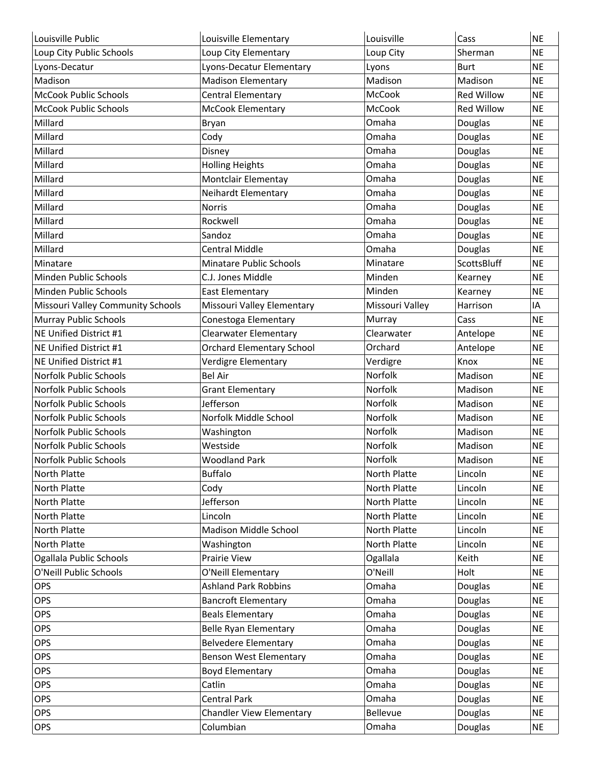| | | | | |
|---|---|---|---|---|
| Louisville Public | Louisville Elementary | Louisville | Cass | NE |
| Loup City Public Schools | Loup City Elementary | Loup City | Sherman | NE |
| Lyons-Decatur | Lyons-Decatur Elementary | Lyons | Burt | NE |
| Madison | Madison Elementary | Madison | Madison | NE |
| McCook Public Schools | Central Elementary | McCook | Red Willow | NE |
| McCook Public Schools | McCook Elementary | McCook | Red Willow | NE |
| Millard | Bryan | Omaha | Douglas | NE |
| Millard | Cody | Omaha | Douglas | NE |
| Millard | Disney | Omaha | Douglas | NE |
| Millard | Holling Heights | Omaha | Douglas | NE |
| Millard | Montclair Elementay | Omaha | Douglas | NE |
| Millard | Neihardt Elementary | Omaha | Douglas | NE |
| Millard | Norris | Omaha | Douglas | NE |
| Millard | Rockwell | Omaha | Douglas | NE |
| Millard | Sandoz | Omaha | Douglas | NE |
| Millard | Central Middle | Omaha | Douglas | NE |
| Minatare | Minatare Public Schools | Minatare | ScottsBluff | NE |
| Minden Public Schools | C.J. Jones Middle | Minden | Kearney | NE |
| Minden Public Schools | East Elementary | Minden | Kearney | NE |
| Missouri Valley Community Schools | Missouri Valley Elementary | Missouri Valley | Harrison | IA |
| Murray Public Schools | Conestoga Elementary | Murray | Cass | NE |
| NE Unified District #1 | Clearwater Elementary | Clearwater | Antelope | NE |
| NE Unified District #1 | Orchard Elementary School | Orchard | Antelope | NE |
| NE Unified District #1 | Verdigre Elementary | Verdigre | Knox | NE |
| Norfolk Public Schools | Bel Air | Norfolk | Madison | NE |
| Norfolk Public Schools | Grant Elementary | Norfolk | Madison | NE |
| Norfolk Public Schools | Jefferson | Norfolk | Madison | NE |
| Norfolk Public Schools | Norfolk Middle School | Norfolk | Madison | NE |
| Norfolk Public Schools | Washington | Norfolk | Madison | NE |
| Norfolk Public Schools | Westside | Norfolk | Madison | NE |
| Norfolk Public Schools | Woodland Park | Norfolk | Madison | NE |
| North Platte | Buffalo | North Platte | Lincoln | NE |
| North Platte | Cody | North Platte | Lincoln | NE |
| North Platte | Jefferson | North Platte | Lincoln | NE |
| North Platte | Lincoln | North Platte | Lincoln | NE |
| North Platte | Madison Middle School | North Platte | Lincoln | NE |
| North Platte | Washington | North Platte | Lincoln | NE |
| Ogallala Public Schools | Prairie View | Ogallala | Keith | NE |
| O'Neill Public Schools | O'Neill Elementary | O'Neill | Holt | NE |
| OPS | Ashland Park Robbins | Omaha | Douglas | NE |
| OPS | Bancroft Elementary | Omaha | Douglas | NE |
| OPS | Beals Elementary | Omaha | Douglas | NE |
| OPS | Belle Ryan Elementary | Omaha | Douglas | NE |
| OPS | Belvedere Elementary | Omaha | Douglas | NE |
| OPS | Benson West Elementary | Omaha | Douglas | NE |
| OPS | Boyd Elementary | Omaha | Douglas | NE |
| OPS | Catlin | Omaha | Douglas | NE |
| OPS | Central Park | Omaha | Douglas | NE |
| OPS | Chandler View Elementary | Bellevue | Douglas | NE |
| OPS | Columbian | Omaha | Douglas | NE |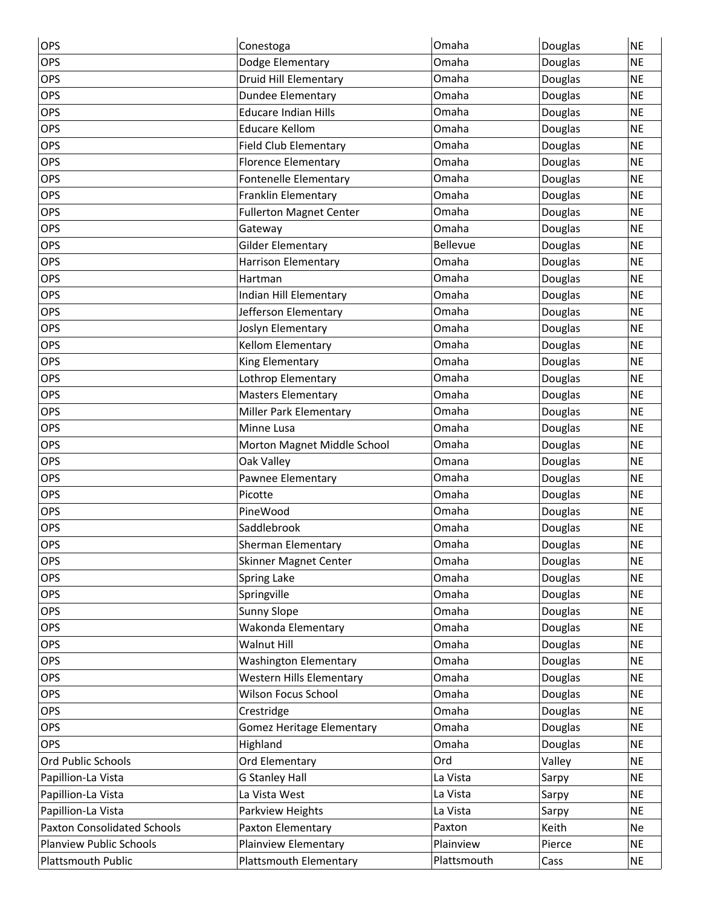| | | | | |
|---|---|---|---|---|
| OPS | Conestoga | Omaha | Douglas | NE |
| OPS | Dodge Elementary | Omaha | Douglas | NE |
| OPS | Druid Hill Elementary | Omaha | Douglas | NE |
| OPS | Dundee Elementary | Omaha | Douglas | NE |
| OPS | Educare Indian Hills | Omaha | Douglas | NE |
| OPS | Educare Kellom | Omaha | Douglas | NE |
| OPS | Field Club Elementary | Omaha | Douglas | NE |
| OPS | Florence Elementary | Omaha | Douglas | NE |
| OPS | Fontenelle Elementary | Omaha | Douglas | NE |
| OPS | Franklin Elementary | Omaha | Douglas | NE |
| OPS | Fullerton Magnet Center | Omaha | Douglas | NE |
| OPS | Gateway | Omaha | Douglas | NE |
| OPS | Gilder Elementary | Bellevue | Douglas | NE |
| OPS | Harrison Elementary | Omaha | Douglas | NE |
| OPS | Hartman | Omaha | Douglas | NE |
| OPS | Indian Hill Elementary | Omaha | Douglas | NE |
| OPS | Jefferson Elementary | Omaha | Douglas | NE |
| OPS | Joslyn Elementary | Omaha | Douglas | NE |
| OPS | Kellom Elementary | Omaha | Douglas | NE |
| OPS | King Elementary | Omaha | Douglas | NE |
| OPS | Lothrop Elementary | Omaha | Douglas | NE |
| OPS | Masters Elementary | Omaha | Douglas | NE |
| OPS | Miller Park Elementary | Omaha | Douglas | NE |
| OPS | Minne Lusa | Omaha | Douglas | NE |
| OPS | Morton Magnet Middle School | Omaha | Douglas | NE |
| OPS | Oak Valley | Omana | Douglas | NE |
| OPS | Pawnee Elementary | Omaha | Douglas | NE |
| OPS | Picotte | Omaha | Douglas | NE |
| OPS | PineWood | Omaha | Douglas | NE |
| OPS | Saddlebrook | Omaha | Douglas | NE |
| OPS | Sherman Elementary | Omaha | Douglas | NE |
| OPS | Skinner Magnet Center | Omaha | Douglas | NE |
| OPS | Spring Lake | Omaha | Douglas | NE |
| OPS | Springville | Omaha | Douglas | NE |
| OPS | Sunny Slope | Omaha | Douglas | NE |
| OPS | Wakonda Elementary | Omaha | Douglas | NE |
| OPS | Walnut Hill | Omaha | Douglas | NE |
| OPS | Washington Elementary | Omaha | Douglas | NE |
| OPS | Western Hills Elementary | Omaha | Douglas | NE |
| OPS | Wilson Focus School | Omaha | Douglas | NE |
| OPS | Crestridge | Omaha | Douglas | NE |
| OPS | Gomez Heritage Elementary | Omaha | Douglas | NE |
| OPS | Highland | Omaha | Douglas | NE |
| Ord Public Schools | Ord Elementary | Ord | Valley | NE |
| Papillion-La Vista | G Stanley Hall | La Vista | Sarpy | NE |
| Papillion-La Vista | La Vista West | La Vista | Sarpy | NE |
| Papillion-La Vista | Parkview Heights | La Vista | Sarpy | NE |
| Paxton Consolidated Schools | Paxton Elementary | Paxton | Keith | Ne |
| Planview Public Schools | Plainview Elementary | Plainview | Pierce | NE |
| Plattsmouth Public | Plattsmouth Elementary | Plattsmouth | Cass | NE |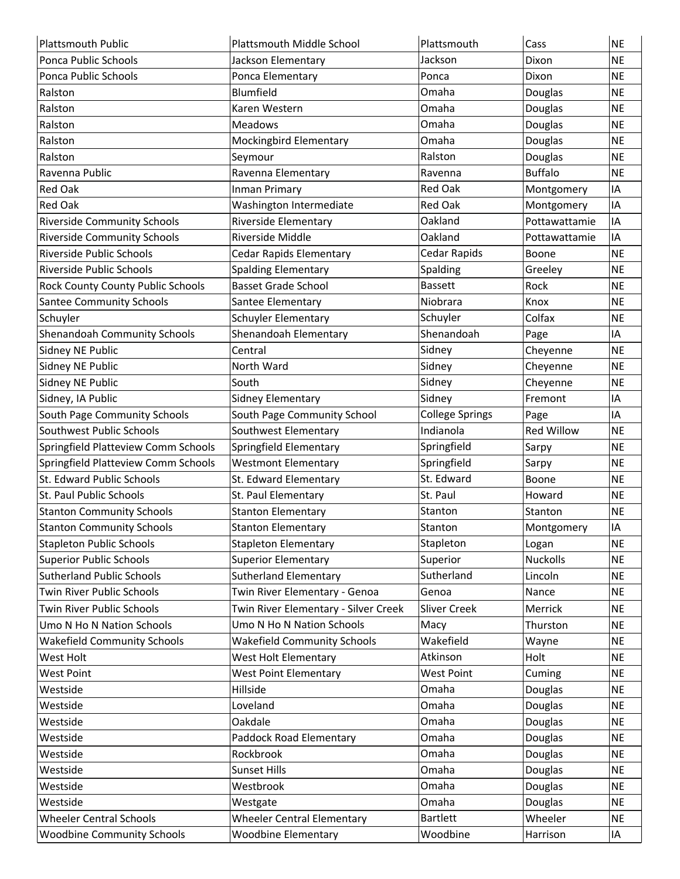| | | | | |
|---|---|---|---|---|
| Plattsmouth Public | Plattsmouth Middle School | Plattsmouth | Cass | NE |
| Ponca Public Schools | Jackson Elementary | Jackson | Dixon | NE |
| Ponca Public Schools | Ponca Elementary | Ponca | Dixon | NE |
| Ralston | Blumfield | Omaha | Douglas | NE |
| Ralston | Karen Western | Omaha | Douglas | NE |
| Ralston | Meadows | Omaha | Douglas | NE |
| Ralston | Mockingbird Elementary | Omaha | Douglas | NE |
| Ralston | Seymour | Ralston | Douglas | NE |
| Ravenna Public | Ravenna Elementary | Ravenna | Buffalo | NE |
| Red Oak | Inman Primary | Red Oak | Montgomery | IA |
| Red Oak | Washington Intermediate | Red Oak | Montgomery | IA |
| Riverside Community Schools | Riverside Elementary | Oakland | Pottawattamie | IA |
| Riverside Community Schools | Riverside Middle | Oakland | Pottawattamie | IA |
| Riverside Public Schools | Cedar Rapids Elementary | Cedar Rapids | Boone | NE |
| Riverside Public Schools | Spalding Elementary | Spalding | Greeley | NE |
| Rock County County Public Schools | Basset Grade School | Bassett | Rock | NE |
| Santee Community Schools | Santee Elementary | Niobrara | Knox | NE |
| Schuyler | Schuyler Elementary | Schuyler | Colfax | NE |
| Shenandoah Community Schools | Shenandoah Elementary | Shenandoah | Page | IA |
| Sidney NE Public | Central | Sidney | Cheyenne | NE |
| Sidney NE Public | North Ward | Sidney | Cheyenne | NE |
| Sidney NE Public | South | Sidney | Cheyenne | NE |
| Sidney, IA Public | Sidney Elementary | Sidney | Fremont | IA |
| South Page Community Schools | South Page Community School | College Springs | Page | IA |
| Southwest Public Schools | Southwest Elementary | Indianola | Red Willow | NE |
| Springfield Platteview Comm Schools | Springfield Elementary | Springfield | Sarpy | NE |
| Springfield Platteview Comm Schools | Westmont Elementary | Springfield | Sarpy | NE |
| St. Edward Public Schools | St. Edward Elementary | St. Edward | Boone | NE |
| St. Paul Public Schools | St. Paul Elementary | St. Paul | Howard | NE |
| Stanton Community Schools | Stanton Elementary | Stanton | Stanton | NE |
| Stanton Community Schools | Stanton Elementary | Stanton | Montgomery | IA |
| Stapleton Public Schools | Stapleton Elementary | Stapleton | Logan | NE |
| Superior Public Schools | Superior Elementary | Superior | Nuckolls | NE |
| Sutherland Public Schools | Sutherland Elementary | Sutherland | Lincoln | NE |
| Twin River Public Schools | Twin River Elementary - Genoa | Genoa | Nance | NE |
| Twin River Public Schools | Twin River Elementary - Silver Creek | Sliver Creek | Merrick | NE |
| Umo N Ho N Nation Schools | Umo N Ho N Nation Schools | Macy | Thurston | NE |
| Wakefield Community Schools | Wakefield Community Schools | Wakefield | Wayne | NE |
| West Holt | West Holt Elementary | Atkinson | Holt | NE |
| West Point | West Point Elementary | West Point | Cuming | NE |
| Westside | Hillside | Omaha | Douglas | NE |
| Westside | Loveland | Omaha | Douglas | NE |
| Westside | Oakdale | Omaha | Douglas | NE |
| Westside | Paddock Road Elementary | Omaha | Douglas | NE |
| Westside | Rockbrook | Omaha | Douglas | NE |
| Westside | Sunset Hills | Omaha | Douglas | NE |
| Westside | Westbrook | Omaha | Douglas | NE |
| Westside | Westgate | Omaha | Douglas | NE |
| Wheeler Central Schools | Wheeler Central Elementary | Bartlett | Wheeler | NE |
| Woodbine Community Schools | Woodbine Elementary | Woodbine | Harrison | IA |